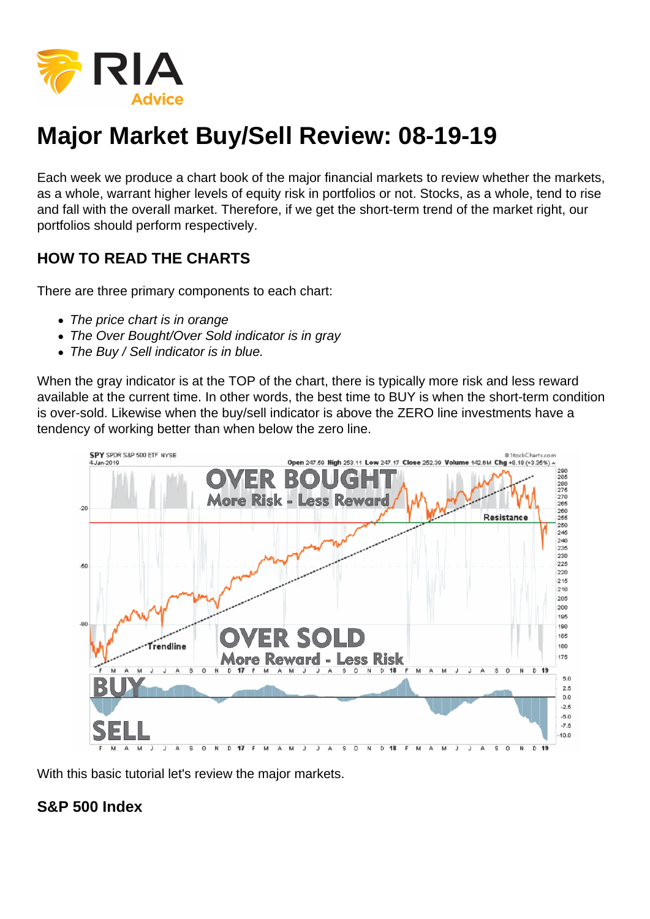# Major Market Buy/Sell Review: 08-19-19

Each week we produce a chart book of the major financial markets to review whether the markets, as a whole, warrant higher levels of equity risk in portfolios or not. Stocks, as a whole, tend to rise and fall with the overall market. Therefore, if we get the short-term trend of the market right, our portfolios should perform respectively.

## HOW TO READ THE CHARTS

There are three primary components to each chart:

- *The price chart is in orange*
- *The Over Bought/Over Sold indicator is in gray*
- *The Buy / Sell indicator is in blue.*

When the gray indicator is at the TOP of the chart, there is typically more risk and less reward available at the current time. In other words, the best time to BUY is when the short-term condition is over-sold. Likewise when the buy/sell indicator is above the ZERO line investments have a tendency of working better than when below the zero line.

With this basic tutorial let's review the major markets.

## S&P 500 Index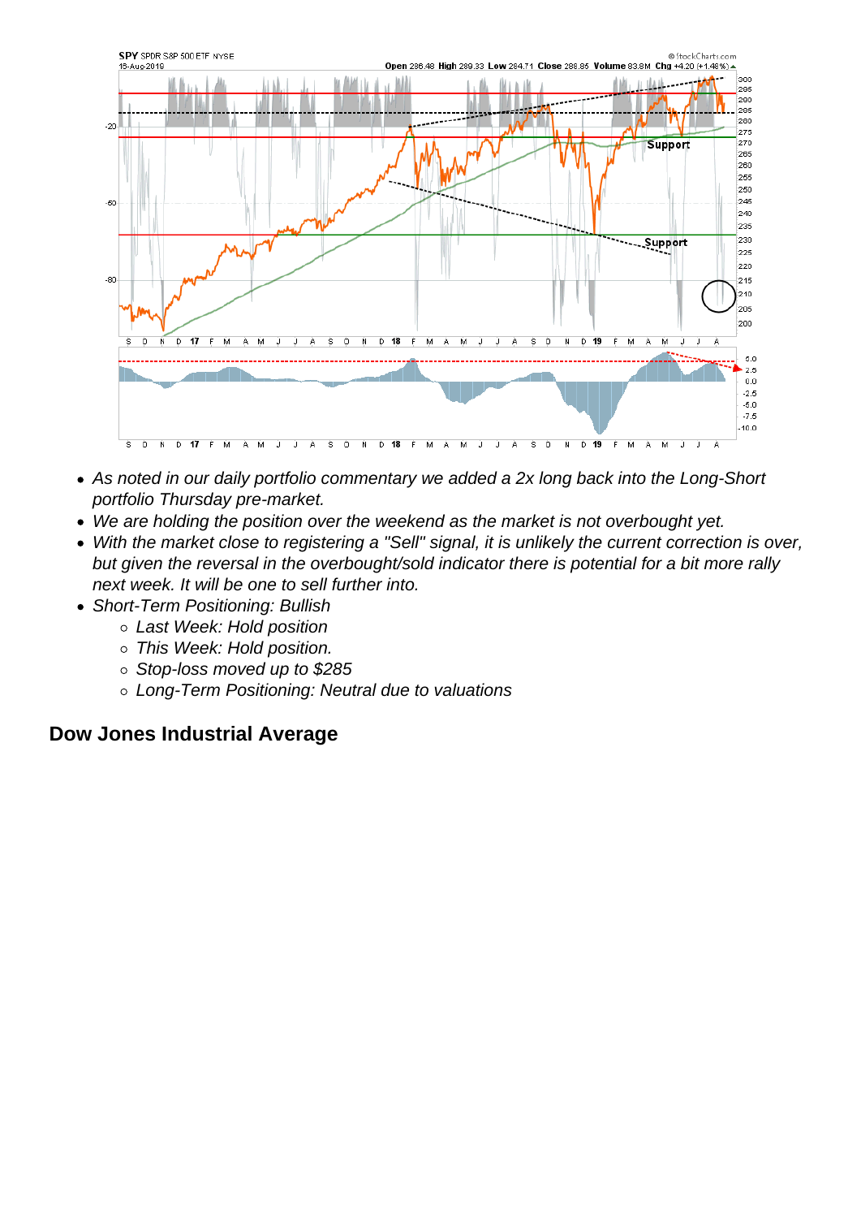- *As noted in our daily portfolio commentary we added a 2x long back into the Long-Short portfolio Thursday pre-market.*
- *We are holding the position over the weekend as the market is not overbought yet.*
- *With the market close to registering a "Sell" signal, it is unlikely the current correction is over, but given the reversal in the overbought/sold indicator there is potential for a bit more rally next week. It will be one to sell further into.*
- *Short-Term Positioning: Bullish*
    - *Last Week: Hold position*
    - *This Week: Hold position.*
    - *Stop-loss moved up to $285*
    - *Long-Term Positioning: Neutral due to valuations*

## Dow Jones Industrial Average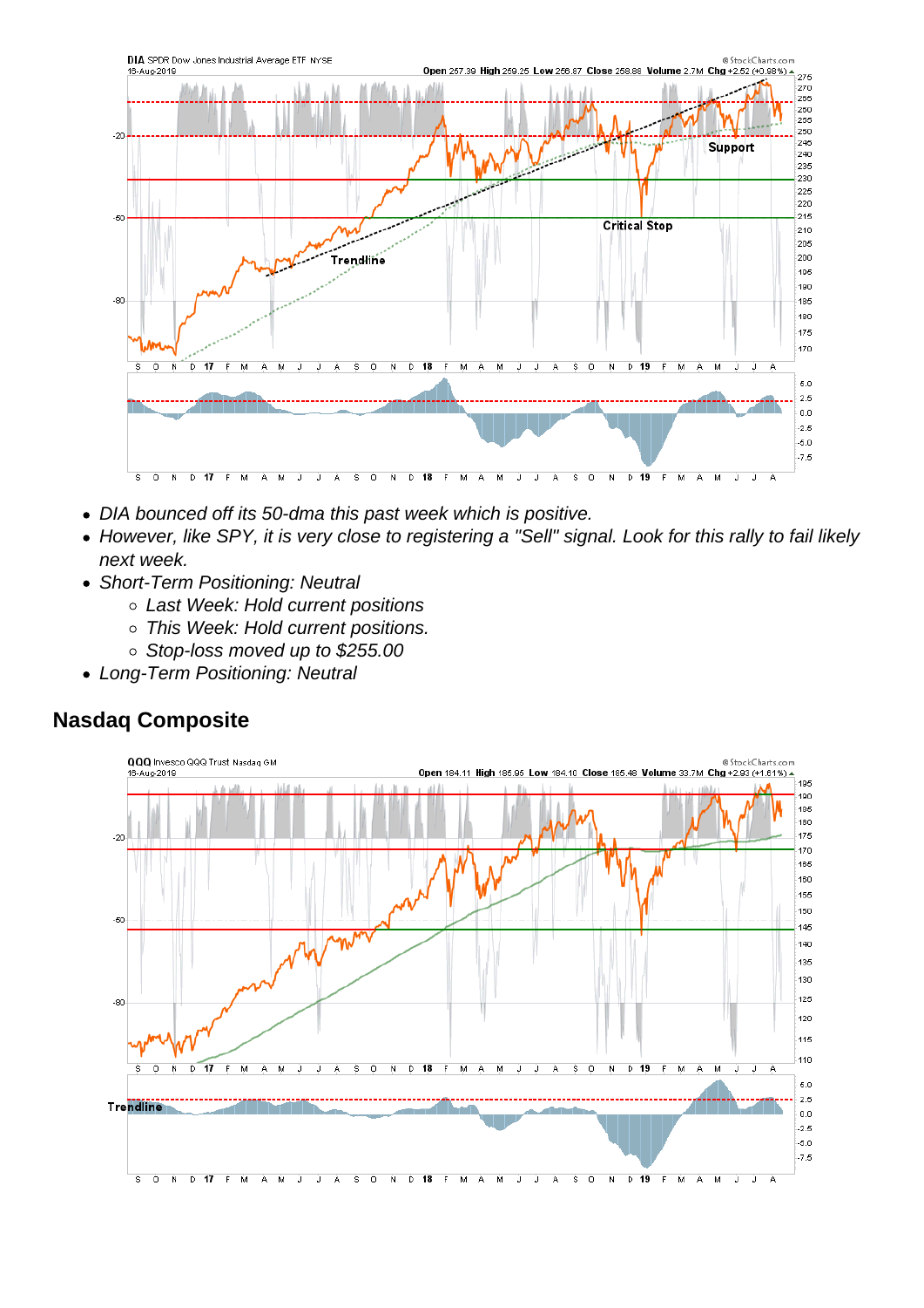- *DIA bounced off its 50-dma this past week which is positive.*
- *However, like SPY, it is very close to registering a "Sell" signal. Look for this rally to fail likely next week.*
- *Short-Term Positioning: Neutral*
    - *Last Week: Hold current positions*
    - *This Week: Hold current positions.*
    - *Stop-loss moved up to $255.00*
- *Long-Term Positioning: Neutral*

## Nasdaq Composite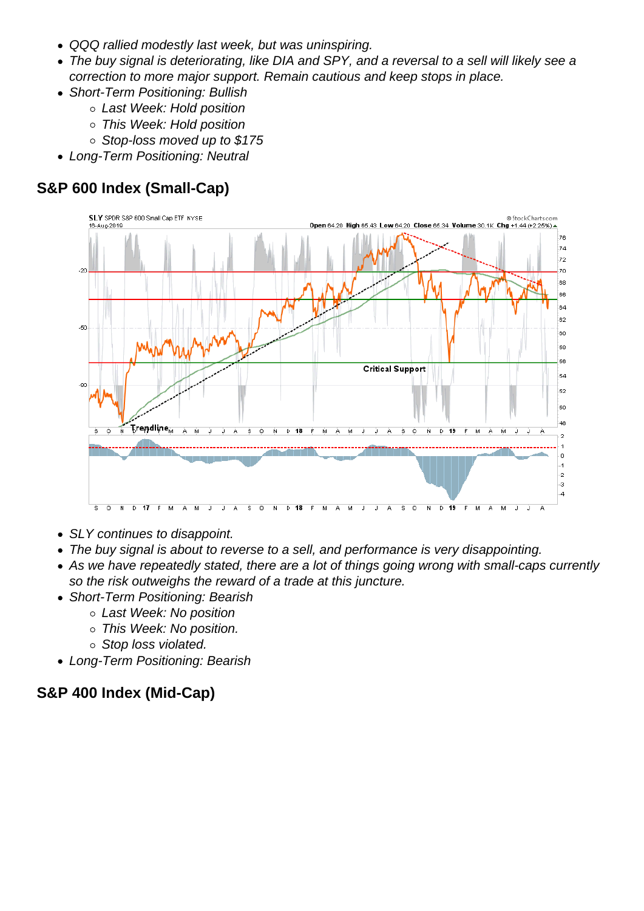- *QQQ rallied modestly last week, but was uninspiring.*
- *The buy signal is deteriorating, like DIA and SPY, and a reversal to a sell will likely see a correction to more major support. Remain cautious and keep stops in place.*
- *Short-Term Positioning: Bullish*
  - *Last Week: Hold position*
  - *This Week: Hold position*
  - *Stop-loss moved up to $175*
- *Long-Term Positioning: Neutral*

## S&P 600 Index (Small-Cap)

- *SLY continues to disappoint.*
- *The buy signal is about to reverse to a sell, and performance is very disappointing.*
- *As we have repeatedly stated, there are a lot of things going wrong with small-caps currently so the risk outweighs the reward of a trade at this juncture.*
- *Short-Term Positioning: Bearish*
  - *Last Week: No position*
  - *This Week: No position.*
  - *Stop loss violated.*
- *Long-Term Positioning: Bearish*

## S&P 400 Index (Mid-Cap)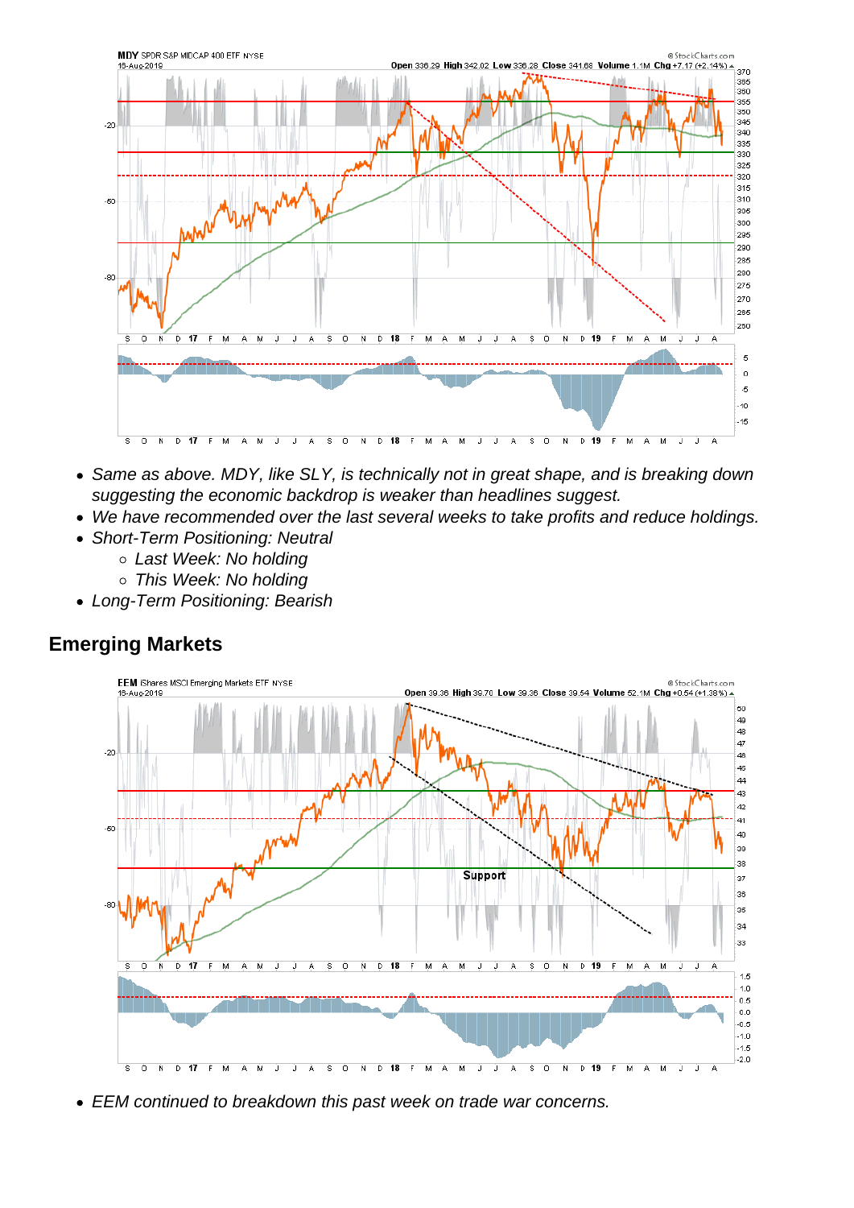- *Same as above. MDY, like SLY, is technically not in great shape, and is breaking down suggesting the economic backdrop is weaker than headlines suggest.*
- *We have recommended over the last several weeks to take profits and reduce holdings.*
- *Short-Term Positioning: Neutral*
    - *Last Week: No holding*
    - *This Week: No holding*
- *Long-Term Positioning: Bearish*

## Emerging Markets

- *EEM continued to breakdown this past week on trade war concerns.*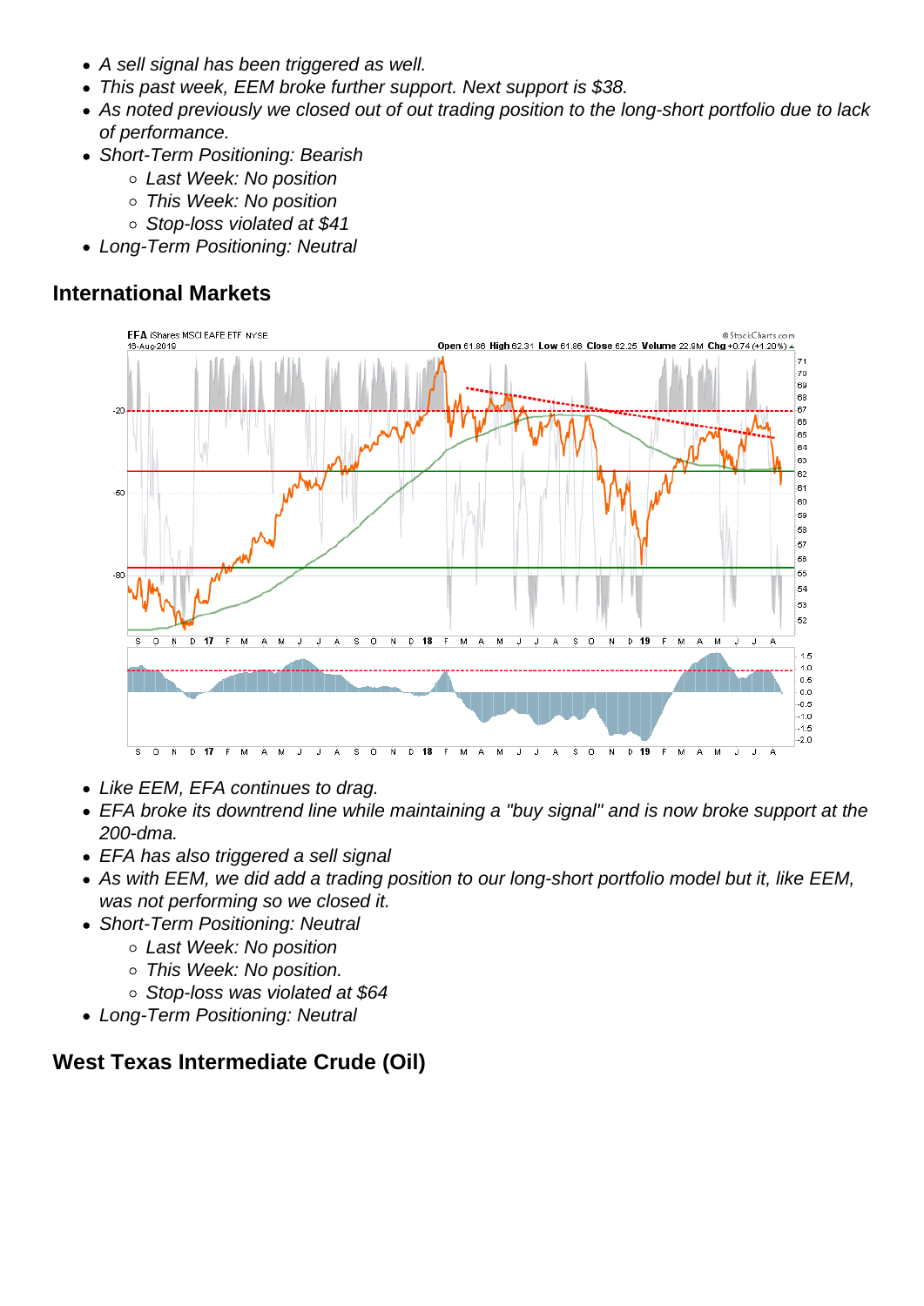- *A sell signal has been triggered as well.*
- *This past week, EEM broke further support. Next support is $38.*
- *As noted previously we closed out of out trading position to the long-short portfolio due to lack of performance.*
- *Short-Term Positioning: Bearish*
    - *Last Week: No position*
    - *This Week: No position*
    - *Stop-loss violated at $41*
- *Long-Term Positioning: Neutral*

## International Markets

- *Like EEM, EFA continues to drag.*
- *EFA broke its downtrend line while maintaining a "buy signal" and is now broke support at the 200-dma.*
- *EFA has also triggered a sell signal*
- *As with EEM, we did add a trading position to our long-short portfolio model but it, like EEM, was not performing so we closed it.*
- *Short-Term Positioning: Neutral*
    - *Last Week: No position*
    - *This Week: No position.*
    - *Stop-loss was violated at $64*
- *Long-Term Positioning: Neutral*

## West Texas Intermediate Crude (Oil)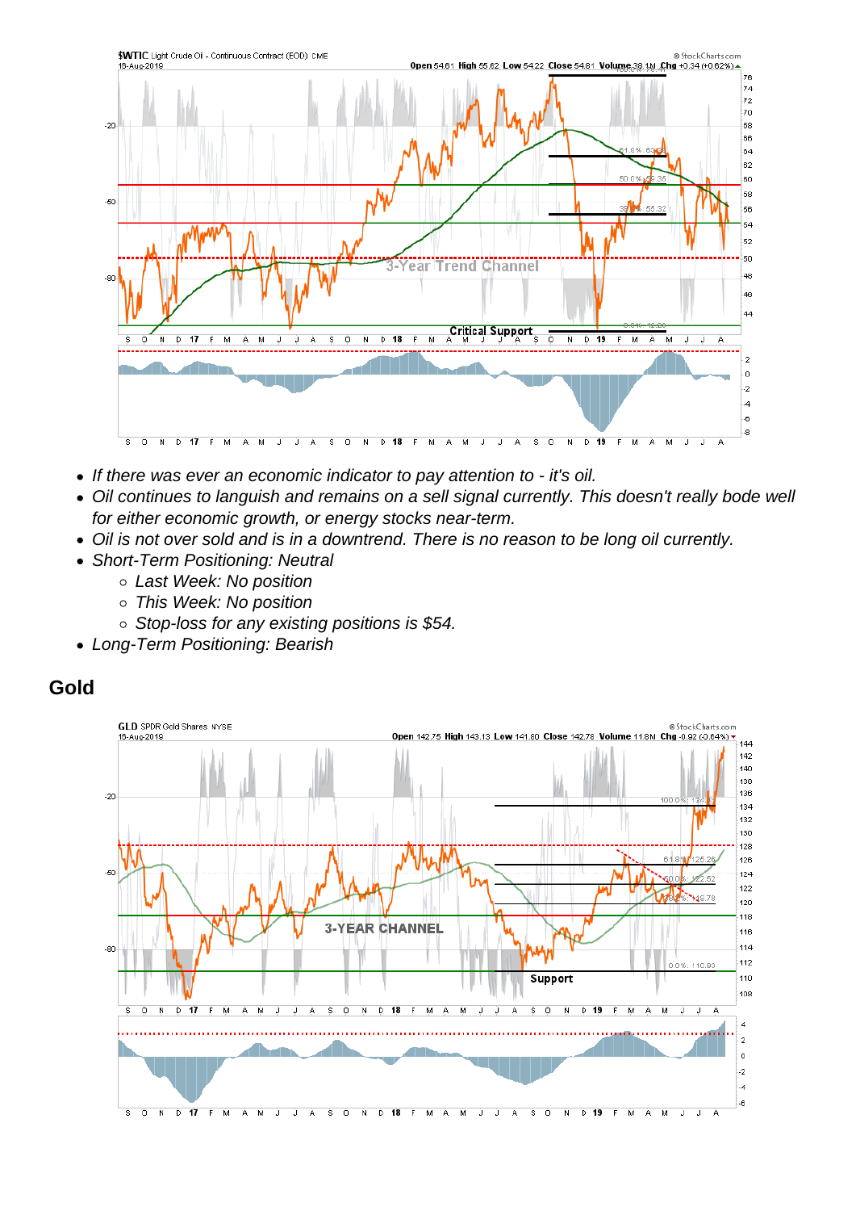- *If there was ever an economic indicator to pay attention to - it's oil.*
- *Oil continues to languish and remains on a sell signal currently. This doesn't really bode well for either economic growth, or energy stocks near-term.*
- *Oil is not over sold and is in a downtrend. There is no reason to be long oil currently.*
- *Short-Term Positioning: Neutral*
  - *Last Week: No position*
  - *This Week: No position*
  - *Stop-loss for any existing positions is $54.*
- *Long-Term Positioning: Bearish*

## Gold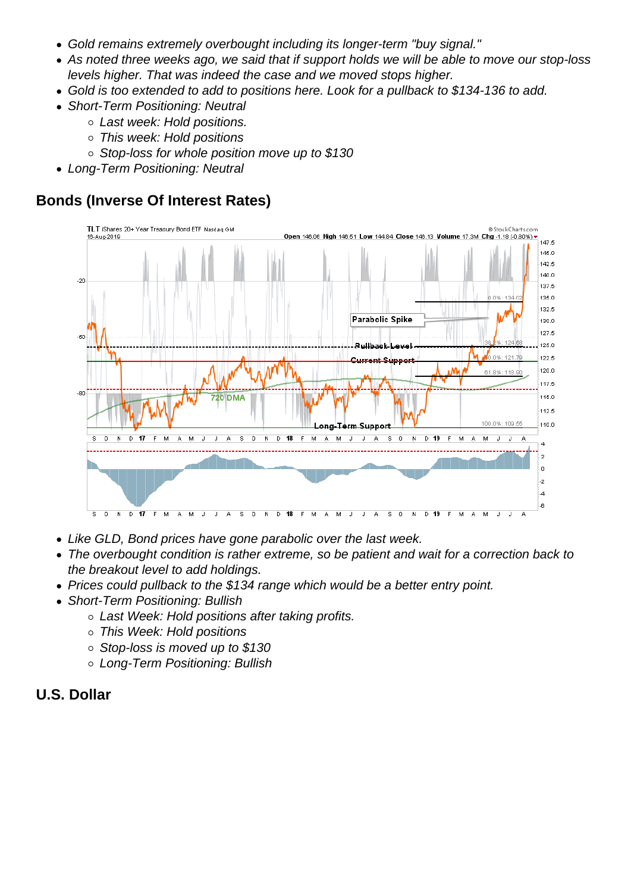- *Gold remains extremely overbought including its longer-term "buy signal."*
- *As noted three weeks ago, we said that if support holds we will be able to move our stop-loss levels higher. That was indeed the case and we moved stops higher.*
- *Gold is too extended to add to positions here. Look for a pullback to $134-136 to add.*
- *Short-Term Positioning: Neutral*
  - *Last week: Hold positions.*
  - *This week: Hold positions*
  - *Stop-loss for whole position move up to $130*
- *Long-Term Positioning: Neutral*

## Bonds (Inverse Of Interest Rates)

- *Like GLD, Bond prices have gone parabolic over the last week.*
- *The overbought condition is rather extreme, so be patient and wait for a correction back to the breakout level to add holdings.*
- *Prices could pullback to the $134 range which would be a better entry point.*
- *Short-Term Positioning: Bullish*
  - *Last Week: Hold positions after taking profits.*
  - *This Week: Hold positions*
  - *Stop-loss is moved up to $130*
  - *Long-Term Positioning: Bullish*

## U.S. Dollar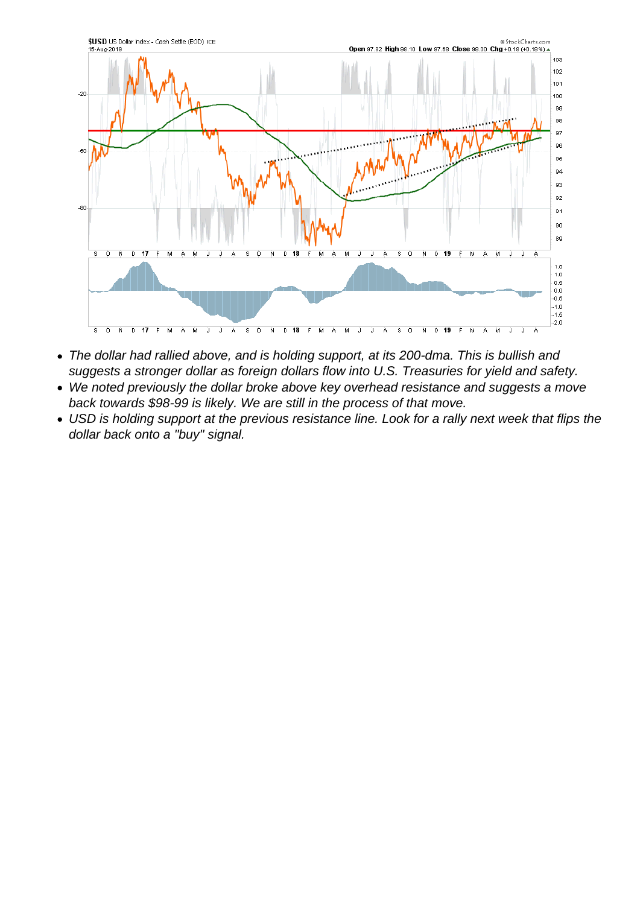$USD US Dollar Index - Cash Settle (EOD) ICE
15-Aug-2019
@StockCharts.com
Open 97.82 High 98.10 Low 97.68 Close 98.00 Chg +0.18 (+0.18%)

-20
-50
-80

103
102
101
100
99
98
97
96
95
94
93
92
91
90
89

S O N D 17 F M A M J J A S O N D 18 F M A M J J A S O N D 19 F M A M J J A

1.5
1.0
0.5
0.0
-0.5
-1.0
-1.5
-2.0

S O N D 17 F M A M J J A S O N D 18 F M A M J J A S O N D 19 F M A M J J A

- *The dollar had rallied above, and is holding support, at its 200-dma. This is bullish and suggests a stronger dollar as foreign dollars flow into U.S. Treasuries for yield and safety.*
- *We noted previously the dollar broke above key overhead resistance and suggests a move back towards $98-99 is likely. We are still in the process of that move.*
- *USD is holding support at the previous resistance line. Look for a rally next week that flips the dollar back onto a "buy" signal.*